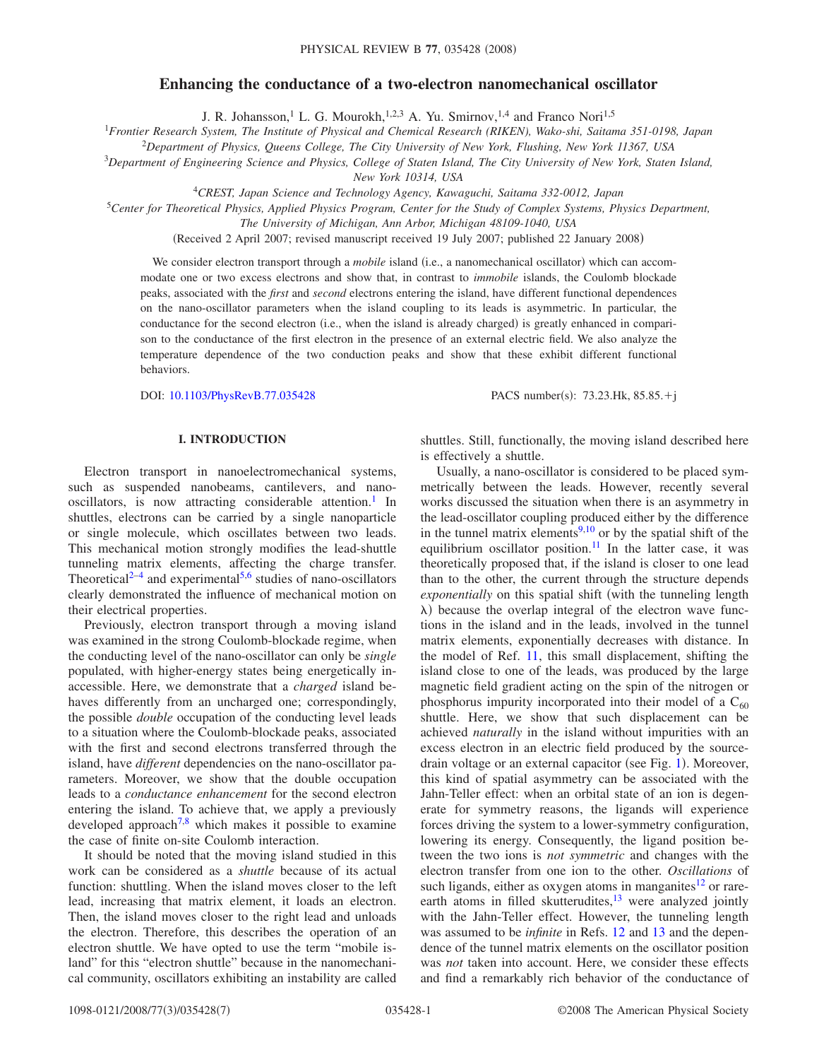# Enhancing the conductance of a two-electron nanomechanical oscillator

J. R. Johansson,[1] L. G. Mourokh,[1,2,3] A. Yu. Smirnov,[1,4] and Franco Nori[1,5]

[1]*Frontier Research System, The Institute of Physical and Chemical Research (RIKEN), Wako-shi, Saitama 351-0198, Japan*
[2]*Department of Physics, Queens College, The City University of New York, Flushing, New York 11367, USA*
[3]*Department of Engineering Science and Physics, College of Staten Island, The City University of New York, Staten Island, New York 10314, USA*
[4]*CREST, Japan Science and Technology Agency, Kawaguchi, Saitama 332-0012, Japan*
[5]*Center for Theoretical Physics, Applied Physics Program, Center for the Study of Complex Systems, Physics Department, The University of Michigan, Ann Arbor, Michigan 48109-1040, USA*

(Received 2 April 2007; revised manuscript received 19 July 2007; published 22 January 2008)

We consider electron transport through a *mobile* island (i.e., a nanomechanical oscillator) which can accommodate one or two excess electrons and show that, in contrast to *immobile* islands, the Coulomb blockade peaks, associated with the *first* and *second* electrons entering the island, have different functional dependences on the nano-oscillator parameters when the island coupling to its leads is asymmetric. In particular, the conductance for the second electron (i.e., when the island is already charged) is greatly enhanced in comparison to the conductance of the first electron in the presence of an external electric field. We also analyze the temperature dependence of the two conduction peaks and show that these exhibit different functional behaviors.

DOI: 10.1103/PhysRevB.77.035428 PACS number(s): 73.23.Hk, 85.85.+j

## I. INTRODUCTION

Electron transport in nanoelectromechanical systems, such as suspended nanobeams, cantilevers, and nano-oscillators, is now attracting considerable attention.[1] In shuttles, electrons can be carried by a single nanoparticle or single molecule, which oscillates between two leads. This mechanical motion strongly modifies the lead-shuttle tunneling matrix elements, affecting the charge transfer. Theoretical[2–4] and experimental[5,6] studies of nano-oscillators clearly demonstrated the influence of mechanical motion on their electrical properties.

Previously, electron transport through a moving island was examined in the strong Coulomb-blockade regime, when the conducting level of the nano-oscillator can only be *single* populated, with higher-energy states being energetically inaccessible. Here, we demonstrate that a *charged* island behaves differently from an uncharged one; correspondingly, the possible *double* occupation of the conducting level leads to a situation where the Coulomb-blockade peaks, associated with the first and second electrons transferred through the island, have *different* dependencies on the nano-oscillator parameters. Moreover, we show that the double occupation leads to a *conductance enhancement* for the second electron entering the island. To achieve that, we apply a previously developed approach[7,8] which makes it possible to examine the case of finite on-site Coulomb interaction.

It should be noted that the moving island studied in this work can be considered as a *shuttle* because of its actual function: shuttling. When the island moves closer to the left lead, increasing that matrix element, it loads an electron. Then, the island moves closer to the right lead and unloads the electron. Therefore, this describes the operation of an electron shuttle. We have opted to use the term "mobile island" for this "electron shuttle" because in the nanomechanical community, oscillators exhibiting an instability are called shuttles. Still, functionally, the moving island described here is effectively a shuttle.

Usually, a nano-oscillator is considered to be placed symmetrically between the leads. However, recently several works discussed the situation when there is an asymmetry in the lead-oscillator coupling produced either by the difference in the tunnel matrix elements[9,10] or by the spatial shift of the equilibrium oscillator position.[11] In the latter case, it was theoretically proposed that, if the island is closer to one lead than to the other, the current through the structure depends *exponentially* on this spatial shift (with the tunneling length $\lambda$) because the overlap integral of the electron wave functions in the island and in the leads, involved in the tunnel matrix elements, exponentially decreases with distance. In the model of Ref. 11, this small displacement, shifting the island close to one of the leads, was produced by the large magnetic field gradient acting on the spin of the nitrogen or phosphorus impurity incorporated into their model of a $C_{60}$ shuttle. Here, we show that such displacement can be achieved *naturally* in the island without impurities with an excess electron in an electric field produced by the source-drain voltage or an external capacitor (see Fig. 1). Moreover, this kind of spatial asymmetry can be associated with the Jahn-Teller effect: when an orbital state of an ion is degenerate for symmetry reasons, the ligands will experience forces driving the system to a lower-symmetry configuration, lowering its energy. Consequently, the ligand position between the two ions is *not symmetric* and changes with the electron transfer from one ion to the other. *Oscillations* of such ligands, either as oxygen atoms in manganites[12] or rare-earth atoms in filled skutterudites,[13] were analyzed jointly with the Jahn-Teller effect. However, the tunneling length was assumed to be *infinite* in Refs. 12 and 13 and the dependence of the tunnel matrix elements on the oscillator position was *not* taken into account. Here, we consider these effects and find a remarkably rich behavior of the conductance of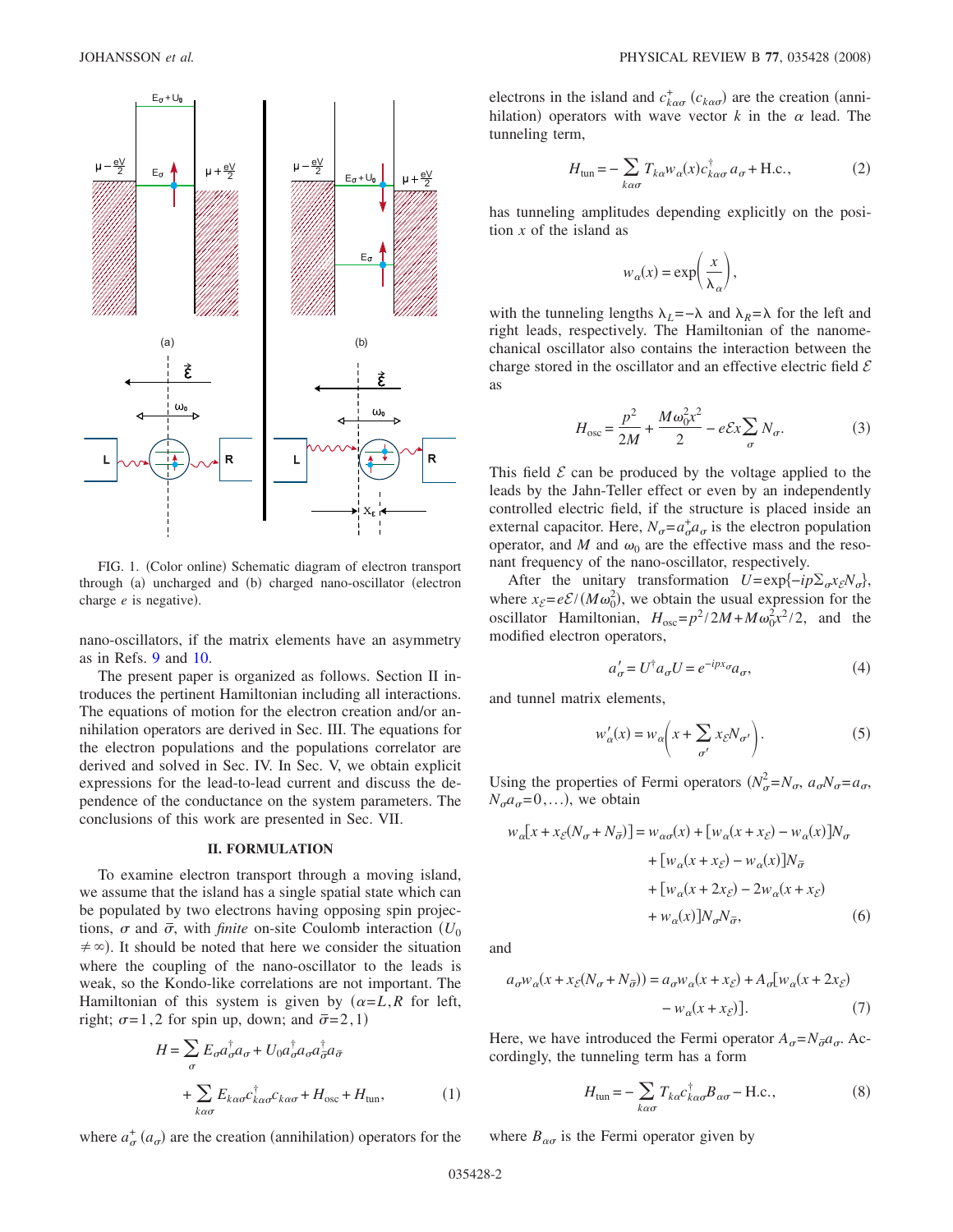FIG. 1. (Color online) Schematic diagram of electron transport through (a) uncharged and (b) charged nano-oscillator (electron charge $e$ is negative).

nano-oscillators, if the matrix elements have an asymmetry as in Refs. 9 and 10.

The present paper is organized as follows. Section II introduces the pertinent Hamiltonian including all interactions. The equations of motion for the electron creation and/or annihilation operators are derived in Sec. III. The equations for the electron populations and the populations correlator are derived and solved in Sec. IV. In Sec. V, we obtain explicit expressions for the lead-to-lead current and discuss the dependence of the conductance on the system parameters. The conclusions of this work are presented in Sec. VII.

## II. FORMULATION

To examine electron transport through a moving island, we assume that the island has a single spatial state which can be populated by two electrons having opposing spin projections, $\sigma$ and $\bar{\sigma}$, with *finite* on-site Coulomb interaction ($U_0 \neq \infty$). It should be noted that here we consider the situation where the coupling of the nano-oscillator to the leads is weak, so the Kondo-like correlations are not important. The Hamiltonian of this system is given by ($\alpha = L, R$ for left, right; $\sigma = 1,2$ for spin up, down; and $\bar{\sigma} = 2,1$)

$$H = \sum_{\sigma} E_{\sigma} a_{\sigma}^{\dagger} a_{\sigma} + U_0 a_{\sigma}^{\dagger} a_{\sigma} a_{\bar{\sigma}}^{\dagger} a_{\bar{\sigma}} + \sum_{k\alpha\sigma} E_{k\alpha\sigma} c_{k\alpha\sigma}^{\dagger} c_{k\alpha\sigma} + H_{\text{osc}} + H_{\text{tun}}, \tag{1}$$

where $a_{\sigma}^{+}$ ($a_{\sigma}$) are the creation (annihilation) operators for the electrons in the island and $c_{k\alpha\sigma}^{+}$ ($c_{k\alpha\sigma}$) are the creation (annihilation) operators with wave vector $k$ in the $\alpha$ lead. The tunneling term,

$$H_{\text{tun}} = -\sum_{k\alpha\sigma} T_{k\alpha} w_{\alpha}(x) c_{k\alpha\sigma}^{\dagger} a_{\sigma} + \text{H.c.}, \tag{2}$$

has tunneling amplitudes depending explicitly on the position $x$ of the island as

$$w_{\alpha}(x) = \exp\left(\frac{x}{\lambda_{\alpha}}\right),$$

with the tunneling lengths $\lambda_L = -\lambda$ and $\lambda_R = \lambda$ for the left and right leads, respectively. The Hamiltonian of the nanomechanical oscillator also contains the interaction between the charge stored in the oscillator and an effective electric field $\mathcal{E}$ as

$$H_{\text{osc}} = \frac{p^2}{2M} + \frac{M\omega_0^2 x^2}{2} - e\mathcal{E}x\sum_{\sigma} N_{\sigma}. \tag{3}$$

This field $\mathcal{E}$ can be produced by the voltage applied to the leads by the Jahn-Teller effect or even by an independently controlled electric field, if the structure is placed inside an external capacitor. Here, $N_{\sigma} = a_{\sigma}^{+} a_{\sigma}$ is the electron population operator, and $M$ and $\omega_0$ are the effective mass and the resonant frequency of the nano-oscillator, respectively.

After the unitary transformation $U = \exp\{-ip\Sigma_{\sigma} x_{\mathcal{E}} N_{\sigma}\}$, where $x_{\mathcal{E}} = e\mathcal{E}/(M\omega_0^2)$, we obtain the usual expression for the oscillator Hamiltonian, $H_{\text{osc}} = p^2/2M + M\omega_0^2 x^2/2$, and the modified electron operators,

$$a_{\sigma}' = U^{\dagger} a_{\sigma} U = e^{-ipx_{\sigma}} a_{\sigma}, \tag{4}$$

and tunnel matrix elements,

$$w_{\alpha}'(x) = w_{\alpha}\left(x + \sum_{\sigma'} x_{\mathcal{E}} N_{\sigma'}\right). \tag{5}$$

Using the properties of Fermi operators ($N_{\sigma}^2 = N_{\sigma}$, $a_{\sigma} N_{\sigma} = a_{\sigma}$, $N_{\sigma} a_{\sigma} = 0, \ldots$), we obtain

$$\begin{aligned} w_{\alpha}[x + x_{\mathcal{E}}(N_{\sigma} + N_{\bar{\sigma}})] = {} & w_{\alpha\sigma}(x) + [w_{\alpha}(x + x_{\mathcal{E}}) - w_{\alpha}(x)]N_{\sigma} \\ & + [w_{\alpha}(x + x_{\mathcal{E}}) - w_{\alpha}(x)]N_{\bar{\sigma}} \\ & + [w_{\alpha}(x + 2x_{\mathcal{E}}) - 2w_{\alpha}(x + x_{\mathcal{E}}) \\ & + w_{\alpha}(x)]N_{\sigma}N_{\bar{\sigma}}, \end{aligned} \tag{6}$$

and

$$\begin{aligned} a_{\sigma} w_{\alpha}(x + x_{\mathcal{E}}(N_{\sigma} + N_{\bar{\sigma}})) = {} & a_{\sigma} w_{\alpha}(x + x_{\mathcal{E}}) + A_{\sigma}[w_{\alpha}(x + 2x_{\mathcal{E}}) \\ & - w_{\alpha}(x + x_{\mathcal{E}})]. \end{aligned} \tag{7}$$

Here, we have introduced the Fermi operator $A_{\sigma} = N_{\bar{\sigma}} a_{\sigma}$. Accordingly, the tunneling term has a form

$$H_{\text{tun}} = -\sum_{k\alpha\sigma} T_{k\alpha} c_{k\alpha\sigma}^{\dagger} B_{\alpha\sigma} - \text{H.c.}, \tag{8}$$

where $B_{\alpha\sigma}$ is the Fermi operator given by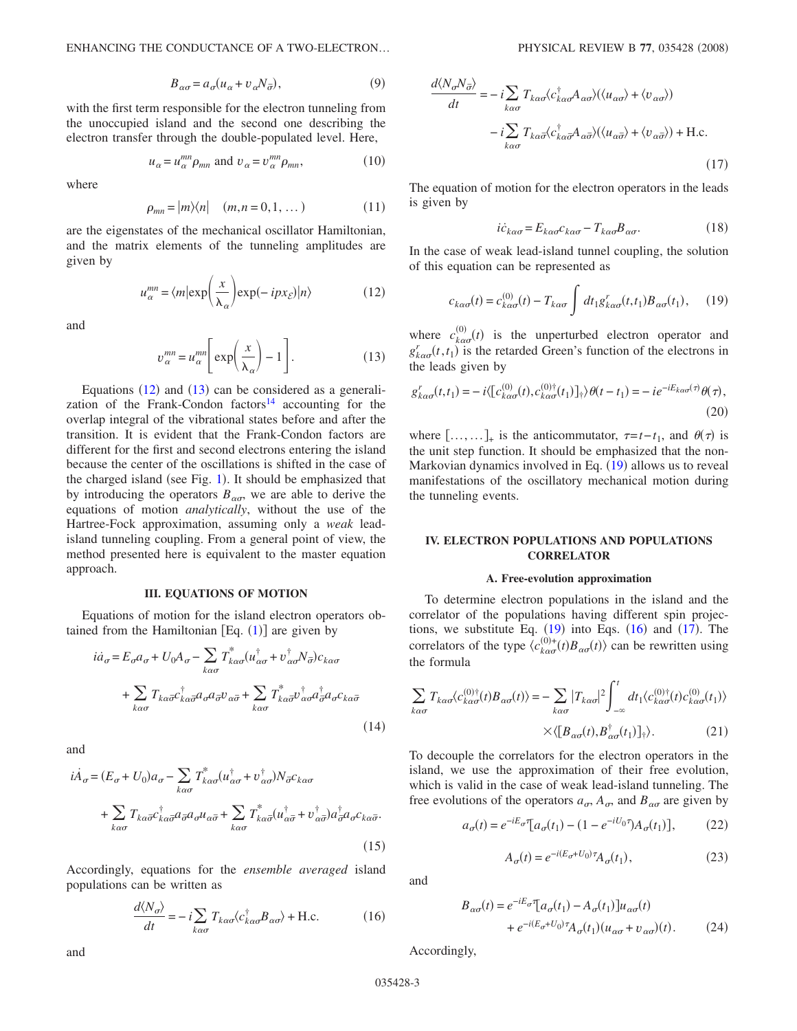$$B_{\alpha\sigma} = a_\sigma(u_\alpha + v_\alpha N_{\bar{\sigma}}), \tag{9}$$

with the first term responsible for the electron tunneling from the unoccupied island and the second one describing the electron transfer through the double-populated level. Here,

$$u_\alpha = u_\alpha^{mn}\rho_{mn} \text{ and } v_\alpha = v_\alpha^{mn}\rho_{mn}, \tag{10}$$

where

$$\rho_{mn} = |m\rangle\langle n| \quad (m,n = 0,1,\ldots) \tag{11}$$

are the eigenstates of the mechanical oscillator Hamiltonian, and the matrix elements of the tunneling amplitudes are given by

$$u_\alpha^{mn} = \langle m|\exp\left(\frac{x}{\lambda_\alpha}\right)\exp(-ipx_{\mathcal{E}})|n\rangle \tag{12}$$

and

$$v_\alpha^{mn} = u_\alpha^{mn}\left[\exp\left(\frac{x}{\lambda_\alpha}\right) - 1\right]. \tag{13}$$

Equations (12) and (13) can be considered as a generalization of the Frank-Condon factors[14] accounting for the overlap integral of the vibrational states before and after the transition. It is evident that the Frank-Condon factors are different for the first and second electrons entering the island because the center of the oscillations is shifted in the case of the charged island (see Fig. 1). It should be emphasized that by introducing the operators $B_{\alpha\sigma}$, we are able to derive the equations of motion *analytically*, without the use of the Hartree-Fock approximation, assuming only a *weak* lead-island tunneling coupling. From a general point of view, the method presented here is equivalent to the master equation approach.

### III. EQUATIONS OF MOTION

Equations of motion for the island electron operators obtained from the Hamiltonian [Eq. (1)] are given by

$$\begin{aligned} i\dot{a}_\sigma = E_\sigma a_\sigma + U_0 A_\sigma - \sum_{k\alpha\sigma} T^*_{k\alpha\sigma}(u^\dagger_{\alpha\sigma} + v^\dagger_{\alpha\sigma}N_{\bar{\sigma}})c_{k\alpha\sigma} \\ + \sum_{k\alpha\bar{\sigma}} T_{k\alpha\bar{\sigma}}c^\dagger_{k\alpha\bar{\sigma}}a_\sigma a_{\bar{\sigma}}v_{\alpha\bar{\sigma}} + \sum_{k\alpha\bar{\sigma}} T^*_{k\alpha\bar{\sigma}}v^\dagger_{\alpha\bar{\sigma}}a^\dagger_{\bar{\sigma}}a_\sigma c_{k\alpha\bar{\sigma}} \end{aligned} \tag{14}$$

and

$$\begin{aligned} i\dot{A}_\sigma = (E_\sigma + U_0)a_\sigma - \sum_{k\alpha\sigma} T^*_{k\alpha\sigma}(u^\dagger_{\alpha\sigma} + v^\dagger_{\alpha\sigma})N_{\bar{\sigma}}c_{k\alpha\sigma} \\ + \sum_{k\alpha\sigma} T_{k\alpha\bar{\sigma}}c^\dagger_{k\alpha\bar{\sigma}}a_{\bar{\sigma}}a_\sigma u_{\alpha\bar{\sigma}} + \sum_{k\alpha\sigma} T^*_{k\alpha\bar{\sigma}}(u^\dagger_{\alpha\bar{\sigma}} + v^\dagger_{\alpha\bar{\sigma}})a^\dagger_{\bar{\sigma}}a_\sigma c_{k\alpha\bar{\sigma}}. \end{aligned} \tag{15}$$

Accordingly, equations for the *ensemble averaged* island populations can be written as

$$\frac{d\langle N_\sigma\rangle}{dt} = -i\sum_{k\alpha\sigma} T_{k\alpha\sigma}\langle c^\dagger_{k\alpha\sigma}B_{\alpha\sigma}\rangle + \text{H.c.} \tag{16}$$

and

$$\begin{aligned} \frac{d\langle N_\sigma N_{\bar{\sigma}}\rangle}{dt} = -i\sum_{k\alpha\sigma} T_{k\alpha\sigma}\langle c^\dagger_{k\alpha\sigma}A_{\alpha\sigma}\rangle(\langle u_{\alpha\sigma}\rangle + \langle v_{\alpha\sigma}\rangle) \\ - i\sum_{k\alpha\sigma} T_{k\alpha\bar{\sigma}}\langle c^\dagger_{k\alpha\bar{\sigma}}A_{\alpha\bar{\sigma}}\rangle(\langle u_{\alpha\bar{\sigma}}\rangle + \langle v_{\alpha\bar{\sigma}}\rangle) + \text{H.c.} \end{aligned} \tag{17}$$

The equation of motion for the electron operators in the leads is given by

$$i\dot{c}_{k\alpha\sigma} = E_{k\alpha\sigma}c_{k\alpha\sigma} - T_{k\alpha\sigma}B_{\alpha\sigma}. \tag{18}$$

In the case of weak lead-island tunnel coupling, the solution of this equation can be represented as

$$c_{k\alpha\sigma}(t) = c^{(0)}_{k\alpha\sigma}(t) - T_{k\alpha\sigma}\int dt_1 g^r_{k\alpha\sigma}(t,t_1)B_{\alpha\sigma}(t_1), \tag{19}$$

where $c^{(0)}_{k\alpha\sigma}(t)$ is the unperturbed electron operator and $g^r_{k\alpha\sigma}(t,t_1)$ is the retarded Green's function of the electrons in the leads given by

$$g^r_{k\alpha\sigma}(t,t_1) = -i\langle[c^{(0)}_{k\alpha\sigma}(t), c^{(0)\dagger}_{k\alpha\sigma}(t_1)]_+\rangle\theta(t-t_1) = -ie^{-iE_{k\alpha\sigma}(\tau)}\theta(\tau), \tag{20}$$

where $[\ldots,\ldots]_+$ is the anticommutator, $\tau = t - t_1$, and $\theta(\tau)$ is the unit step function. It should be emphasized that the non-Markovian dynamics involved in Eq. (19) allows us to reveal manifestations of the oscillatory mechanical motion during the tunneling events.

### IV. ELECTRON POPULATIONS AND POPULATIONS CORRELATOR

#### A. Free-evolution approximation

To determine electron populations in the island and the correlator of the populations having different spin projections, we substitute Eq. (19) into Eqs. (16) and (17). The correlators of the type $\langle c^{(0)+}_{k\alpha\sigma}(t)B_{\alpha\sigma}(t)\rangle$ can be rewritten using the formula

$$\begin{aligned} \sum_{k\alpha\sigma} T_{k\alpha\sigma}\langle c^{(0)\dagger}_{k\alpha\sigma}(t)B_{\alpha\sigma}(t)\rangle = -\sum_{k\alpha\sigma}|T_{k\alpha\sigma}|^2\int_{-\infty}^t dt_1\langle c^{(0)\dagger}_{k\alpha\sigma}(t)c^{(0)}_{k\alpha\sigma}(t_1)\rangle \\ \times\langle[B_{\alpha\sigma}(t), B^\dagger_{\alpha\sigma}(t_1)]_+\rangle. \end{aligned} \tag{21}$$

To decouple the correlators for the electron operators in the island, we use the approximation of their free evolution, which is valid in the case of weak lead-island tunneling. The free evolutions of the operators $a_\sigma$, $A_\sigma$, and $B_{\alpha\sigma}$ are given by

$$a_\sigma(t) = e^{-iE_\sigma\tau}[a_\sigma(t_1) - (1 - e^{-iU_0\tau})A_\sigma(t_1)], \tag{22}$$

$$A_\sigma(t) = e^{-i(E_\sigma + U_0)\tau}A_\sigma(t_1), \tag{23}$$

and

$$\begin{aligned} B_{\alpha\sigma}(t) = e^{-iE_\sigma\tau}[a_\sigma(t_1) - A_\sigma(t_1)]u_{\alpha\sigma}(t) \\ + e^{-i(E_\sigma + U_0)\tau}A_\sigma(t_1)(u_{\alpha\sigma} + v_{\alpha\sigma})(t). \end{aligned} \tag{24}$$

Accordingly,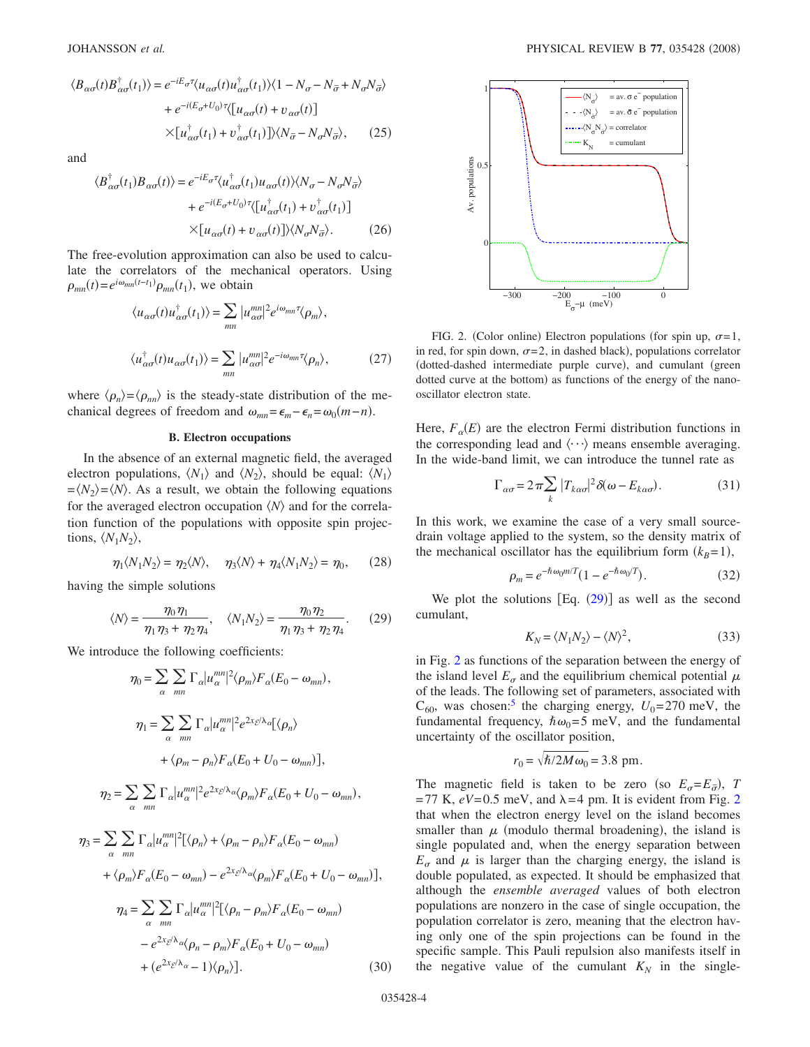$$\langle B_{\alpha\sigma}(t)B^{\dagger}_{\alpha\sigma}(t_1)\rangle = e^{-iE_\sigma\tau}\langle u_{\alpha\sigma}(t)u^{\dagger}_{\alpha\sigma}(t_1)\rangle\langle 1 - N_\sigma - N_{\bar{\sigma}} + N_\sigma N_{\bar{\sigma}}\rangle + e^{-i(E_\sigma+U_0)\tau}\langle[u_{\alpha\sigma}(t) + v_{\alpha\sigma}(t)] \times [u^{\dagger}_{\alpha\sigma}(t_1) + v^{\dagger}_{\alpha\sigma}(t_1)]\rangle\langle N_{\bar{\sigma}} - N_\sigma N_{\bar{\sigma}}\rangle, \quad (25)$$

and

$$\langle B^{\dagger}_{\alpha\sigma}(t_1)B_{\alpha\sigma}(t)\rangle = e^{-iE_\sigma\tau}\langle u^{\dagger}_{\alpha\sigma}(t_1)u_{\alpha\sigma}(t)\rangle\langle N_\sigma - N_\sigma N_{\bar{\sigma}}\rangle + e^{-i(E_\sigma+U_0)\tau}\langle[u^{\dagger}_{\alpha\sigma}(t_1) + v^{\dagger}_{\alpha\sigma}(t_1)] \times [u_{\alpha\sigma}(t) + v_{\alpha\sigma}(t)]\rangle\langle N_\sigma N_{\bar{\sigma}}\rangle. \quad (26)$$

The free-evolution approximation can also be used to calculate the correlators of the mechanical operators. Using $\rho_{mn}(t) = e^{i\omega_{mn}(t-t_1)}\rho_{mn}(t_1)$, we obtain

$$\langle u_{\alpha\sigma}(t)u^{\dagger}_{\alpha\sigma}(t_1)\rangle = \sum_{mn}|u^{mn}_{\alpha\sigma}|^2 e^{i\omega_{mn}\tau}\langle\rho_m\rangle,$$

$$\langle u^{\dagger}_{\alpha\sigma}(t)u_{\alpha\sigma}(t_1)\rangle = \sum_{mn}|u^{mn}_{\alpha\sigma}|^2 e^{-i\omega_{mn}\tau}\langle\rho_n\rangle, \quad (27)$$

where $\langle\rho_n\rangle = \langle\rho_{nn}\rangle$ is the steady-state distribution of the mechanical degrees of freedom and $\omega_{mn} = \epsilon_m - \epsilon_n = \omega_0(m-n)$.

### B. Electron occupations

In the absence of an external magnetic field, the averaged electron populations, $\langle N_1\rangle$ and $\langle N_2\rangle$, should be equal: $\langle N_1\rangle = \langle N_2\rangle = \langle N\rangle$. As a result, we obtain the following equations for the averaged electron occupation $\langle N\rangle$ and for the correlation function of the populations with opposite spin projections, $\langle N_1 N_2\rangle$,

$$\eta_1\langle N_1 N_2\rangle = \eta_2\langle N\rangle, \quad \eta_3\langle N\rangle + \eta_4\langle N_1 N_2\rangle = \eta_0, \quad (28)$$

having the simple solutions

$$\langle N\rangle = \frac{\eta_0\eta_1}{\eta_1\eta_3 + \eta_2\eta_4}, \quad \langle N_1 N_2\rangle = \frac{\eta_0\eta_2}{\eta_1\eta_3 + \eta_2\eta_4}. \quad (29)$$

We introduce the following coefficients:

$$\eta_0 = \sum_\alpha\sum_{mn}\Gamma_\alpha|u^{mn}_\alpha|^2\langle\rho_m\rangle F_\alpha(E_0 - \omega_{mn}),$$

$$\eta_1 = \sum_\alpha\sum_{mn}\Gamma_\alpha|u^{mn}_\alpha|^2 e^{2x_\mathcal{E}/\lambda_\alpha}[\langle\rho_n\rangle + \langle\rho_m - \rho_n\rangle F_\alpha(E_0 + U_0 - \omega_{mn})],$$

$$\eta_2 = \sum_\alpha\sum_{mn}\Gamma_\alpha|u^{mn}_\alpha|^2 e^{2x_\mathcal{E}/\lambda_\alpha}\langle\rho_m\rangle F_\alpha(E_0 + U_0 - \omega_{mn}),$$

$$\eta_3 = \sum_\alpha\sum_{mn}\Gamma_\alpha|u^{mn}_\alpha|^2[\langle\rho_n\rangle + \langle\rho_m - \rho_n\rangle F_\alpha(E_0 - \omega_{mn}) + \langle\rho_m\rangle F_\alpha(E_0 - \omega_{mn}) - e^{2x_\mathcal{E}/\lambda_\alpha}\langle\rho_m\rangle F_\alpha(E_0 + U_0 - \omega_{mn})],$$

$$\eta_4 = \sum_\alpha\sum_{mn}\Gamma_\alpha|u^{mn}_\alpha|^2[\langle\rho_n - \rho_m\rangle F_\alpha(E_0 - \omega_{mn}) - e^{2x_\mathcal{E}/\lambda_\alpha}\langle\rho_n - \rho_m\rangle F_\alpha(E_0 + U_0 - \omega_{mn}) + (e^{2x_\mathcal{E}/\lambda_\alpha} - 1)\langle\rho_n\rangle]. \quad (30)$$

FIG. 2. (Color online) Electron populations (for spin up, $\sigma=1$, in red, for spin down, $\sigma=2$, in dashed black), populations correlator (dotted-dashed intermediate purple curve), and cumulant (green dotted curve at the bottom) as functions of the energy of the nano-oscillator electron state.

Here, $F_\alpha(E)$ are the electron Fermi distribution functions in the corresponding lead and $\langle\cdots\rangle$ means ensemble averaging. In the wide-band limit, we can introduce the tunnel rate as

$$\Gamma_{\alpha\sigma} = 2\pi\sum_k |T_{k\alpha\sigma}|^2\delta(\omega - E_{k\alpha\sigma}). \quad (31)$$

In this work, we examine the case of a very small source-drain voltage applied to the system, so the density matrix of the mechanical oscillator has the equilibrium form ($k_B = 1$),

$$\rho_m = e^{-\hbar\omega_0 m/T}(1 - e^{-\hbar\omega_0/T}). \quad (32)$$

We plot the solutions [Eq. (29)] as well as the second cumulant,

$$K_N = \langle N_1 N_2\rangle - \langle N\rangle^2, \quad (33)$$

in Fig. 2 as functions of the separation between the energy of the island level $E_\sigma$ and the equilibrium chemical potential $\mu$ of the leads. The following set of parameters, associated with $C_{60}$, was chosen:[5] the charging energy, $U_0 = 270$ meV, the fundamental frequency, $\hbar\omega_0 = 5$ meV, and the fundamental uncertainty of the oscillator position,

$$r_0 = \sqrt{\hbar/2M\omega_0} = 3.8 \text{ pm}.$$

The magnetic field is taken to be zero (so $E_\sigma = E_{\bar{\sigma}}$), $T = 77$ K, $eV = 0.5$ meV, and $\lambda = 4$ pm. It is evident from Fig. 2 that when the electron energy level on the island becomes smaller than $\mu$ (modulo thermal broadening), the island is single populated and, when the energy separation between $E_\sigma$ and $\mu$ is larger than the charging energy, the island is double populated, as expected. It should be emphasized that although the *ensemble averaged* values of both electron populations are nonzero in the case of single occupation, the population correlator is zero, meaning that the electron having only one of the spin projections can be found in the specific sample. This Pauli repulsion also manifests itself in the negative value of the cumulant $K_N$ in the single-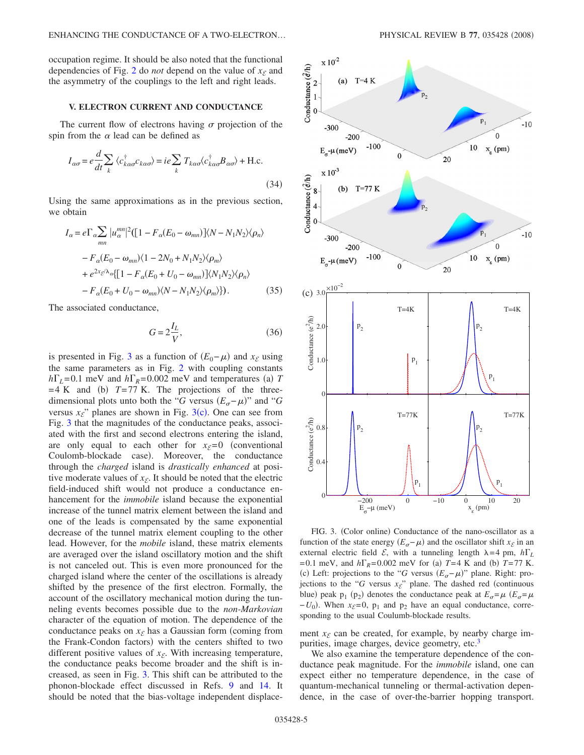occupation regime. It should be also noted that the functional dependencies of Fig. 2 do *not* depend on the value of $x_{\mathcal{E}}$ and the asymmetry of the couplings to the left and right leads.

## V. ELECTRON CURRENT AND CONDUCTANCE

The current flow of electrons having $\sigma$ projection of the spin from the $\alpha$ lead can be defined as

$$I_{\alpha\sigma} = e\frac{d}{dt}\sum_k \langle c^{\dagger}_{k\alpha\sigma}c_{k\alpha\sigma}\rangle = ie\sum_k T_{k\alpha\sigma}\langle c^{\dagger}_{k\alpha\sigma}B_{\alpha\sigma}\rangle + \text{H.c.} \tag{34}$$

Using the same approximations as in the previous section, we obtain

$$\begin{aligned} I_{\alpha} = e\Gamma_{\alpha}\sum_{mn}|u^{mn}_{\alpha}|^2(&[1 - F_{\alpha}(E_0 - \omega_{mn})]\langle N - N_1N_2\rangle\langle\rho_n\rangle \\ &- F_{\alpha}(E_0 - \omega_{mn})\langle 1 - 2N_0 + N_1N_2\rangle\langle\rho_m\rangle \\ &+ e^{2x_{\mathcal{E}}/\lambda_{\alpha}}\{[1 - F_{\alpha}(E_0 + U_0 - \omega_{mn})]\langle N_1N_2\rangle\langle\rho_n\rangle \\ &- F_{\alpha}(E_0 + U_0 - \omega_{mn})\langle N - N_1N_2\rangle\langle\rho_m\rangle\}). \end{aligned} \tag{35}$$

The associated conductance,

$$G = 2\frac{I_L}{V}, \tag{36}$$

is presented in Fig. 3 as a function of $(E_0-\mu)$ and $x_{\mathcal{E}}$ using the same parameters as in Fig. 2 with coupling constants $\hbar\Gamma_L=0.1$ meV and $\hbar\Gamma_R=0.002$ meV and temperatures (a) $T=4$ K and (b) $T=77$ K. The projections of the three-dimensional plots unto both the "$G$ versus $(E_{\sigma}-\mu)$" and "$G$ versus $x_{\mathcal{E}}$" planes are shown in Fig. 3(c). One can see from Fig. 3 that the magnitudes of the conductance peaks, associated with the first and second electrons entering the island, are only equal to each other for $x_{\mathcal{E}}=0$ (conventional Coulomb-blockade case). Moreover, the conductance through the *charged* island is *drastically enhanced* at positive moderate values of $x_{\mathcal{E}}$. It should be noted that the electric field-induced shift would not produce a conductance enhancement for the *immobile* island because the exponential increase of the tunnel matrix element between the island and one of the leads is compensated by the same exponential decrease of the tunnel matrix element coupling to the other lead. However, for the *mobile* island, these matrix elements are averaged over the island oscillatory motion and the shift is not canceled out. This is even more pronounced for the charged island where the center of the oscillations is already shifted by the presence of the first electron. Formally, the account of the oscillatory mechanical motion during the tunneling events becomes possible due to the *non-Markovian* character of the equation of motion. The dependence of the conductance peaks on $x_{\mathcal{E}}$ has a Gaussian form (coming from the Frank-Condon factors) with the centers shifted to two different positive values of $x_{\mathcal{E}}$. With increasing temperature, the conductance peaks become broader and the shift is increased, as seen in Fig. 3. This shift can be attributed to the phonon-blockade effect discussed in Refs. 9 and 14. It should be noted that the bias-voltage independent displacement $x_{\mathcal{E}}$ can be created, for example, by nearby charge impurities, image charges, device geometry, etc.[3]

FIG. 3. (Color online) Conductance of the nano-oscillator as a function of the state energy $(E_{\sigma}-\mu)$ and the oscillator shift $x_{\mathcal{E}}$ in an external electric field $\mathcal{E}$, with a tunneling length $\lambda=4$ pm, $\hbar\Gamma_L=0.1$ meV, and $\hbar\Gamma_R=0.002$ meV for (a) $T=4$ K and (b) $T=77$ K. (c) Left: projections to the "$G$ versus $(E_{\sigma}-\mu)$" plane. Right: projections to the "$G$ versus $x_{\mathcal{E}}$" plane. The dashed red (continuous blue) peak $p_1$ ($p_2$) denotes the conductance peak at $E_{\sigma}=\mu$ ($E_{\sigma}=\mu-U_0$). When $x_{\mathcal{E}}=0$, $p_1$ and $p_2$ have an equal conductance, corresponding to the usual Coulomb-blockade results.

We also examine the temperature dependence of the conductance peak magnitude. For the *immobile* island, one can expect either no temperature dependence, in the case of quantum-mechanical tunneling or thermal-activation dependence, in the case of over-the-barrier hopping transport.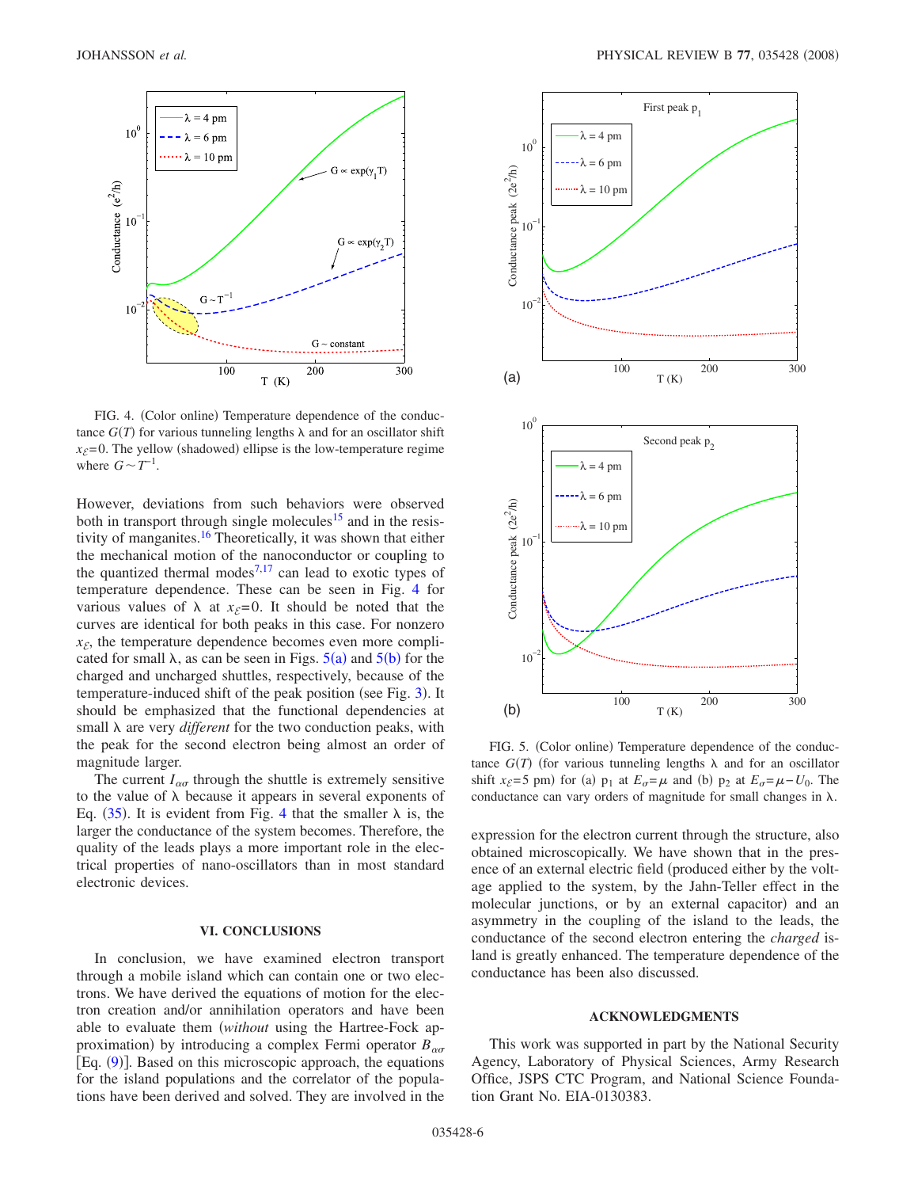FIG. 4. (Color online) Temperature dependence of the conductance $G(T)$ for various tunneling lengths $\lambda$ and for an oscillator shift $x_{\mathcal{E}}=0$. The yellow (shadowed) ellipse is the low-temperature regime where $G \sim T^{-1}$.

However, deviations from such behaviors were observed both in transport through single molecules[15] and in the resistivity of manganites.[16] Theoretically, it was shown that either the mechanical motion of the nanoconductor or coupling to the quantized thermal modes[7,17] can lead to exotic types of temperature dependence. These can be seen in Fig. 4 for various values of $\lambda$ at $x_{\mathcal{E}}=0$. It should be noted that the curves are identical for both peaks in this case. For nonzero $x_{\mathcal{E}}$, the temperature dependence becomes even more complicated for small $\lambda$, as can be seen in Figs. 5(a) and 5(b) for the charged and uncharged shuttles, respectively, because of the temperature-induced shift of the peak position (see Fig. 3). It should be emphasized that the functional dependencies at small $\lambda$ are very *different* for the two conduction peaks, with the peak for the second electron being almost an order of magnitude larger.

The current $I_{\alpha\sigma}$ through the shuttle is extremely sensitive to the value of $\lambda$ because it appears in several exponents of Eq. (35). It is evident from Fig. 4 that the smaller $\lambda$ is, the larger the conductance of the system becomes. Therefore, the quality of the leads plays a more important role in the electrical properties of nano-oscillators than in most standard electronic devices.

## VI. CONCLUSIONS

In conclusion, we have examined electron transport through a mobile island which can contain one or two electrons. We have derived the equations of motion for the electron creation and/or annihilation operators and have been able to evaluate them (*without* using the Hartree-Fock approximation) by introducing a complex Fermi operator $B_{\alpha\sigma}$ [Eq. (9)]. Based on this microscopic approach, the equations for the island populations and the correlator of the populations have been derived and solved. They are involved in the expression for the electron current through the structure, also obtained microscopically. We have shown that in the presence of an external electric field (produced either by the voltage applied to the system, by the Jahn-Teller effect in the molecular junctions, or by an external capacitor) and an asymmetry in the coupling of the island to the leads, the conductance of the second electron entering the *charged* island is greatly enhanced. The temperature dependence of the conductance has been also discussed.

FIG. 5. (Color online) Temperature dependence of the conductance $G(T)$ (for various tunneling lengths $\lambda$ and for an oscillator shift $x_{\mathcal{E}}=5$ pm) for (a) $p_1$ at $E_\sigma=\mu$ and (b) $p_2$ at $E_\sigma=\mu-U_0$. The conductance can vary orders of magnitude for small changes in $\lambda$.

## ACKNOWLEDGMENTS

This work was supported in part by the National Security Agency, Laboratory of Physical Sciences, Army Research Office, JSPS CTC Program, and National Science Foundation Grant No. EIA-0130383.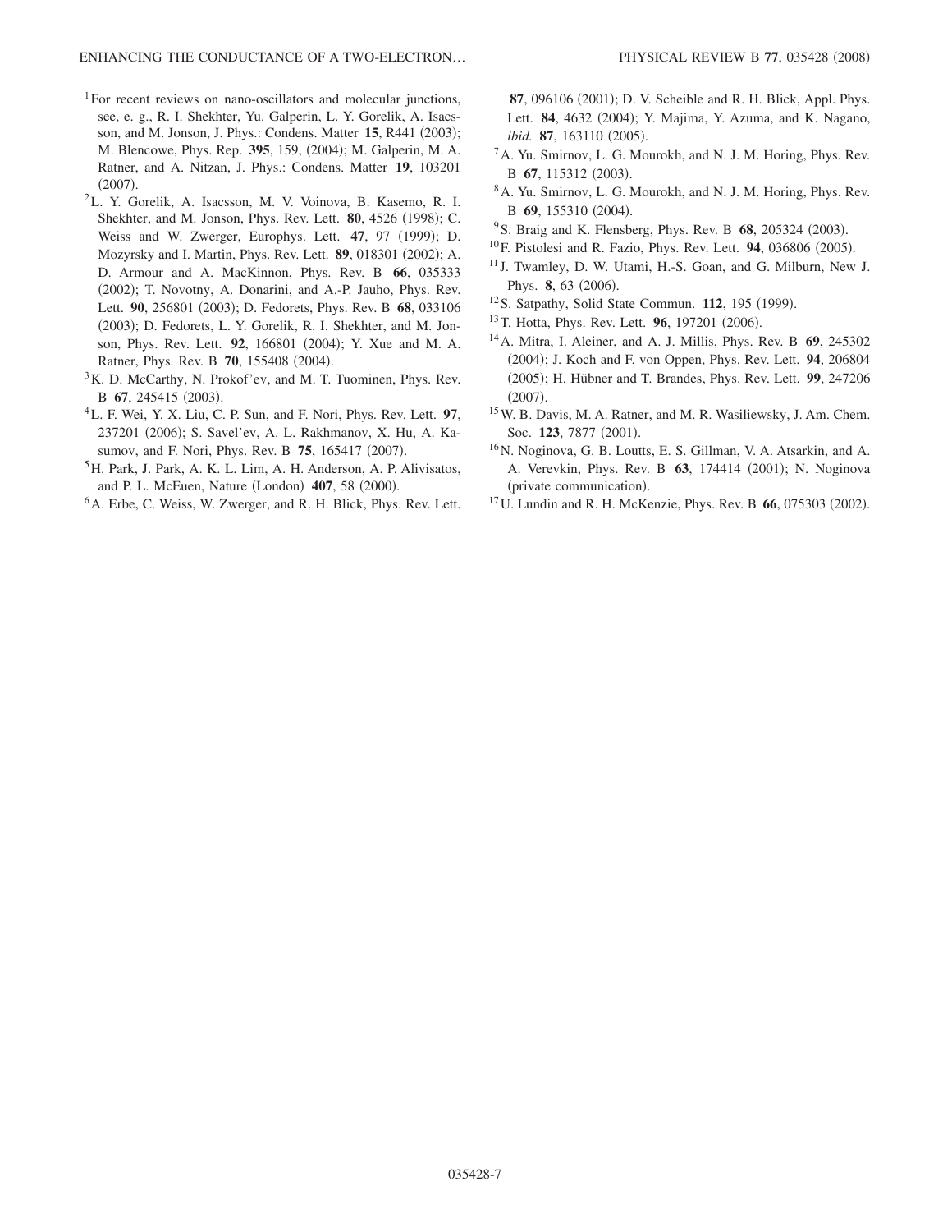[1] For recent reviews on nano-oscillators and molecular junctions, see, e. g., R. I. Shekhter, Yu. Galperin, L. Y. Gorelik, A. Isacsson, and M. Jonson, J. Phys.: Condens. Matter **15**, R441 (2003); M. Blencowe, Phys. Rep. **395**, 159, (2004); M. Galperin, M. A. Ratner, and A. Nitzan, J. Phys.: Condens. Matter **19**, 103201 (2007).

[2] L. Y. Gorelik, A. Isacsson, M. V. Voinova, B. Kasemo, R. I. Shekhter, and M. Jonson, Phys. Rev. Lett. **80**, 4526 (1998); C. Weiss and W. Zwerger, Europhys. Lett. **47**, 97 (1999); D. Mozyrsky and I. Martin, Phys. Rev. Lett. **89**, 018301 (2002); A. D. Armour and A. MacKinnon, Phys. Rev. B **66**, 035333 (2002); T. Novotny, A. Donarini, and A.-P. Jauho, Phys. Rev. Lett. **90**, 256801 (2003); D. Fedorets, Phys. Rev. B **68**, 033106 (2003); D. Fedorets, L. Y. Gorelik, R. I. Shekhter, and M. Jonson, Phys. Rev. Lett. **92**, 166801 (2004); Y. Xue and M. A. Ratner, Phys. Rev. B **70**, 155408 (2004).

[3] K. D. McCarthy, N. Prokof'ev, and M. T. Tuominen, Phys. Rev. B **67**, 245415 (2003).

[4] L. F. Wei, Y. X. Liu, C. P. Sun, and F. Nori, Phys. Rev. Lett. **97**, 237201 (2006); S. Savel'ev, A. L. Rakhmanov, X. Hu, A. Kasumov, and F. Nori, Phys. Rev. B **75**, 165417 (2007).

[5] H. Park, J. Park, A. K. L. Lim, A. H. Anderson, A. P. Alivisatos, and P. L. McEuen, Nature (London) **407**, 58 (2000).

[6] A. Erbe, C. Weiss, W. Zwerger, and R. H. Blick, Phys. Rev. Lett. **87**, 096106 (2001); D. V. Scheible and R. H. Blick, Appl. Phys. Lett. **84**, 4632 (2004); Y. Majima, Y. Azuma, and K. Nagano, *ibid.* **87**, 163110 (2005).

[7] A. Yu. Smirnov, L. G. Mourokh, and N. J. M. Horing, Phys. Rev. B **67**, 115312 (2003).

[8] A. Yu. Smirnov, L. G. Mourokh, and N. J. M. Horing, Phys. Rev. B **69**, 155310 (2004).

[9] S. Braig and K. Flensberg, Phys. Rev. B **68**, 205324 (2003).

[10] F. Pistolesi and R. Fazio, Phys. Rev. Lett. **94**, 036806 (2005).

[11] J. Twamley, D. W. Utami, H.-S. Goan, and G. Milburn, New J. Phys. **8**, 63 (2006).

[12] S. Satpathy, Solid State Commun. **112**, 195 (1999).

[13] T. Hotta, Phys. Rev. Lett. **96**, 197201 (2006).

[14] A. Mitra, I. Aleiner, and A. J. Millis, Phys. Rev. B **69**, 245302 (2004); J. Koch and F. von Oppen, Phys. Rev. Lett. **94**, 206804 (2005); H. Hübner and T. Brandes, Phys. Rev. Lett. **99**, 247206 (2007).

[15] W. B. Davis, M. A. Ratner, and M. R. Wasiliewsky, J. Am. Chem. Soc. **123**, 7877 (2001).

[16] N. Noginova, G. B. Loutts, E. S. Gillman, V. A. Atsarkin, and A. A. Verevkin, Phys. Rev. B **63**, 174414 (2001); N. Noginova (private communication).

[17] U. Lundin and R. H. McKenzie, Phys. Rev. B **66**, 075303 (2002).